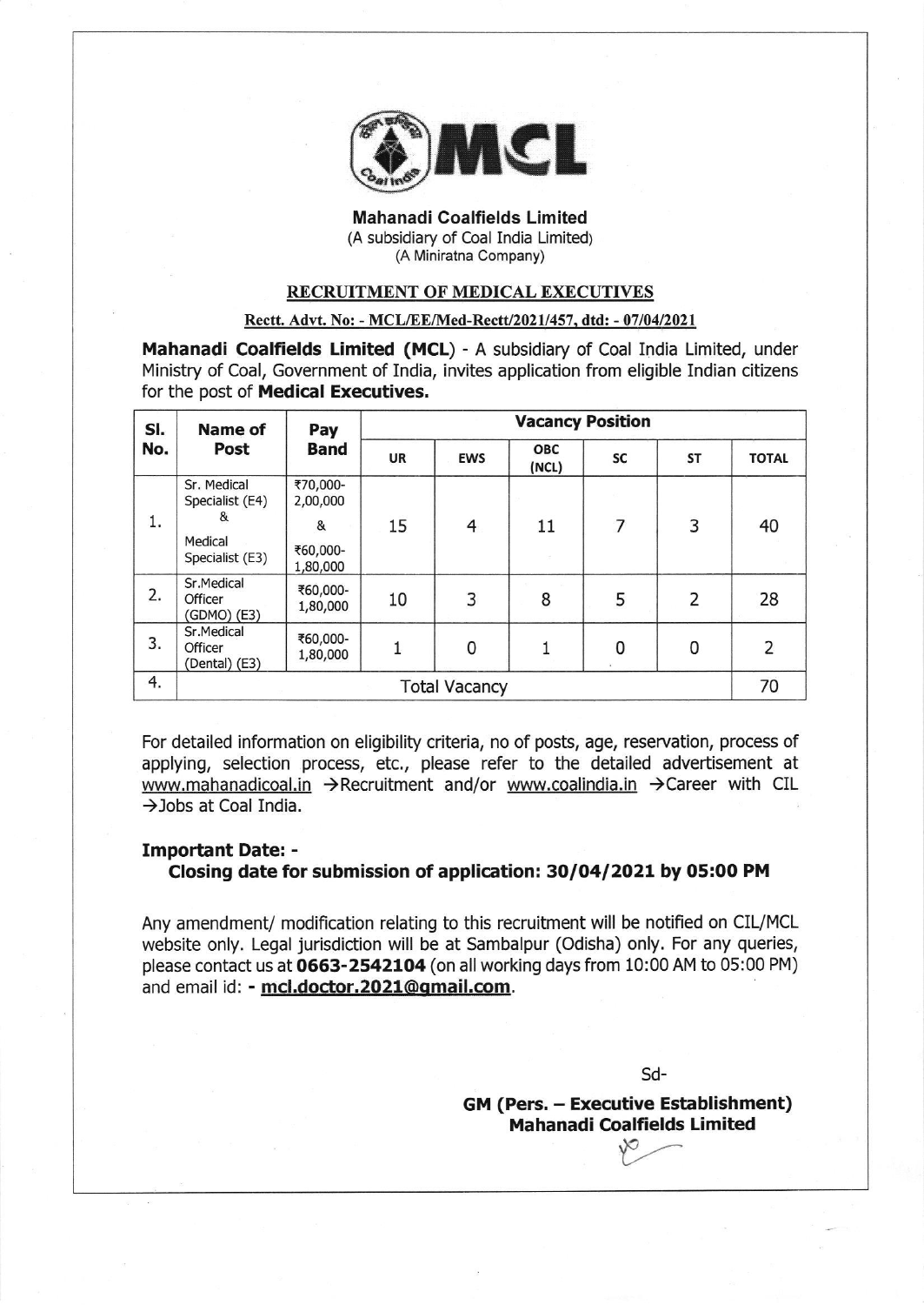# Mahanadi Coalfields Limited

(A subsidiary of Coal India Limited)
(A Miniratna Company)

## RECRUITMENT OF MEDICAL EXECUTIVES

**Rectt. Advt. No: - MCL/EE/Med-Rectt/2021/457, dtd: - 07/04/2021**

**Mahanadi Coalfields Limited (MCL)** - A subsidiary of Coal India Limited, under Ministry of Coal, Government of India, invites application from eligible Indian citizens for the post of **Medical Executives.**

| Sl. No. | Name of Post | Pay Band | Vacancy Position | | | | | |
|---|---|---|---|---|---|---|---|---|
| | | | UR | EWS | OBC (NCL) | SC | ST | TOTAL |
| 1. | Sr. Medical Specialist (E4) & Medical Specialist (E3) | ₹70,000-2,00,000 & ₹60,000-1,80,000 | 15 | 4 | 11 | 7 | 3 | 40 |
| 2. | Sr.Medical Officer (GDMO) (E3) | ₹60,000-1,80,000 | 10 | 3 | 8 | 5 | 2 | 28 |
| 3. | Sr.Medical Officer (Dental) (E3) | ₹60,000-1,80,000 | 1 | 0 | 1 | 0 | 0 | 2 |
| 4. | Total Vacancy | | | | | | | 70 |

For detailed information on eligibility criteria, no of posts, age, reservation, process of applying, selection process, etc., please refer to the detailed advertisement at www.mahanadicoal.in →Recruitment and/or www.coalindia.in →Career with CIL →Jobs at Coal India.

### Important Date: -

**Closing date for submission of application: 30/04/2021 by 05:00 PM**

Any amendment/ modification relating to this recruitment will be notified on CIL/MCL website only. Legal jurisdiction will be at Sambalpur (Odisha) only. For any queries, please contact us at **0663-2542104** (on all working days from 10:00 AM to 05:00 PM) and email id: - **mcl.doctor.2021@gmail.com**.

Sd-

**GM (Pers. – Executive Establishment)**
**Mahanadi Coalfields Limited**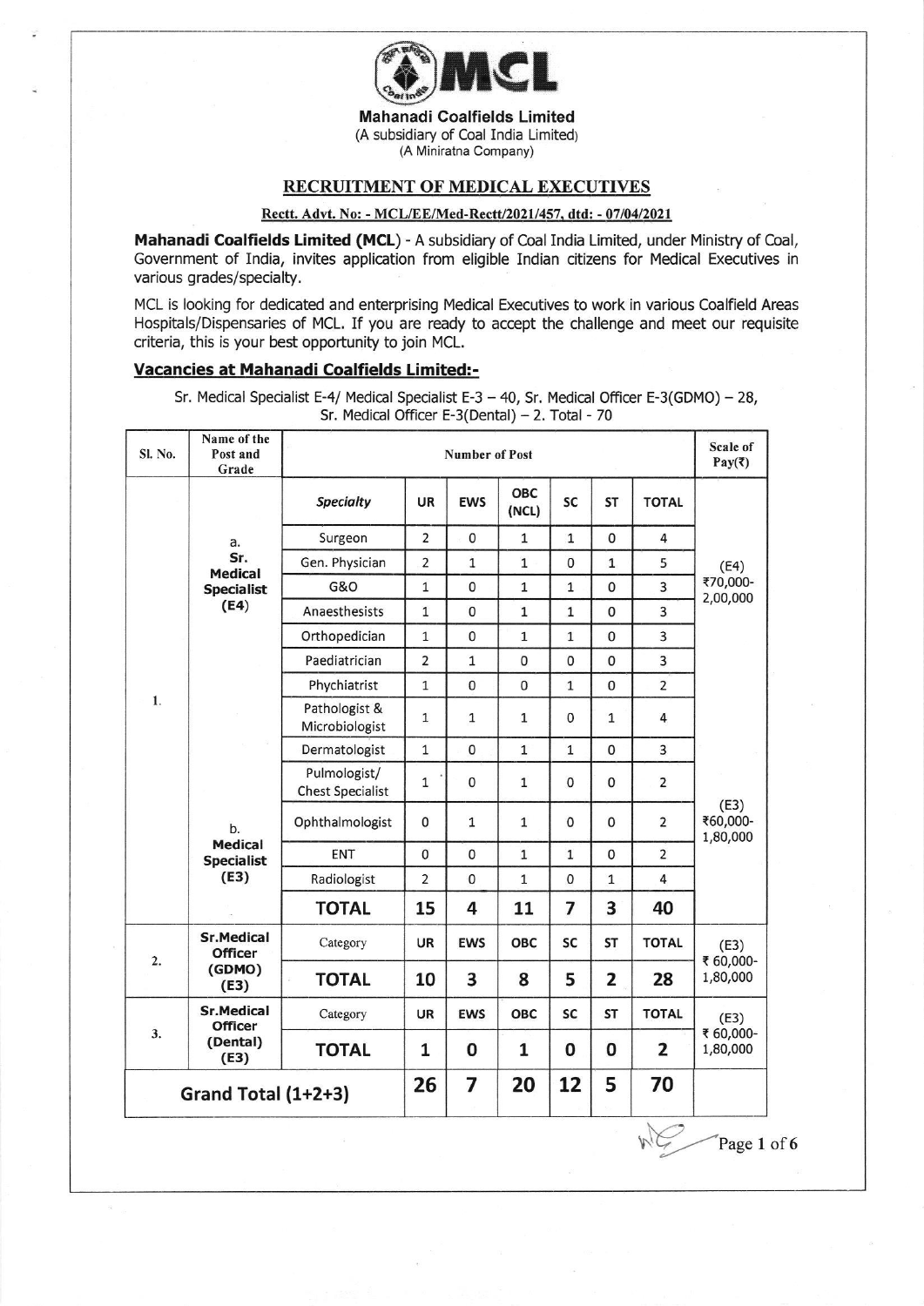**Mahanadi Coalfields Limited**
(A subsidiary of Coal India Limited)
(A Miniratna Company)

## RECRUITMENT OF MEDICAL EXECUTIVES

**Rectt. Advt. No: - MCL/EE/Med-Rectt/2021/457, dtd: - 07/04/2021**

**Mahanadi Coalfields Limited (MCL)** - A subsidiary of Coal India Limited, under Ministry of Coal, Government of India, invites application from eligible Indian citizens for Medical Executives in various grades/specialty.

MCL is looking for dedicated and enterprising Medical Executives to work in various Coalfield Areas Hospitals/Dispensaries of MCL. If you are ready to accept the challenge and meet our requisite criteria, this is your best opportunity to join MCL.

### Vacancies at Mahanadi Coalfields Limited:-

Sr. Medical Specialist E-4/ Medical Specialist E-3 – 40, Sr. Medical Officer E-3(GDMO) – 28, Sr. Medical Officer E-3(Dental) – 2. Total - 70

| Sl. No. | Name of the Post and Grade | Number of Post | | | | | | | Scale of Pay(₹) |
|---|---|---|---|---|---|---|---|---|---|
| 1. | a. Sr. Medical Specialist (E4) / b. Medical Specialist (E3) | *Specialty* | UR | EWS | OBC (NCL) | SC | ST | TOTAL | (E4) ₹70,000-2,00,000 / (E3) ₹60,000-1,80,000 |
| | | Surgeon | 2 | 0 | 1 | 1 | 0 | 4 | |
| | | Gen. Physician | 2 | 1 | 1 | 0 | 1 | 5 | |
| | | G&O | 1 | 0 | 1 | 1 | 0 | 3 | |
| | | Anaesthesists | 1 | 0 | 1 | 1 | 0 | 3 | |
| | | Orthopedician | 1 | 0 | 1 | 1 | 0 | 3 | |
| | | Paediatrician | 2 | 1 | 0 | 0 | 0 | 3 | |
| | | Phychiatrist | 1 | 0 | 0 | 1 | 0 | 2 | |
| | | Pathologist & Microbiologist | 1 | 1 | 1 | 0 | 1 | 4 | |
| | | Dermatologist | 1 | 0 | 1 | 1 | 0 | 3 | |
| | | Pulmologist/ Chest Specialist | 1 | 0 | 1 | 0 | 0 | 2 | |
| | | Ophthalmologist | 0 | 1 | 1 | 0 | 0 | 2 | |
| | | ENT | 0 | 0 | 1 | 1 | 0 | 2 | |
| | | Radiologist | 2 | 0 | 1 | 0 | 1 | 4 | |
| | | **TOTAL** | **15** | **4** | **11** | **7** | **3** | **40** | |
| 2. | Sr.Medical Officer (GDMO) (E3) | Category | UR | EWS | OBC | SC | ST | TOTAL | (E3) ₹ 60,000-1,80,000 |
| | | **TOTAL** | **10** | **3** | **8** | **5** | **2** | **28** | |
| 3. | Sr.Medical Officer (Dental) (E3) | Category | UR | EWS | OBC | SC | ST | TOTAL | (E3) ₹ 60,000-1,80,000 |
| | | **TOTAL** | **1** | **0** | **1** | **0** | **0** | **2** | |
| **Grand Total (1+2+3)** | | | **26** | **7** | **20** | **12** | **5** | **70** | |